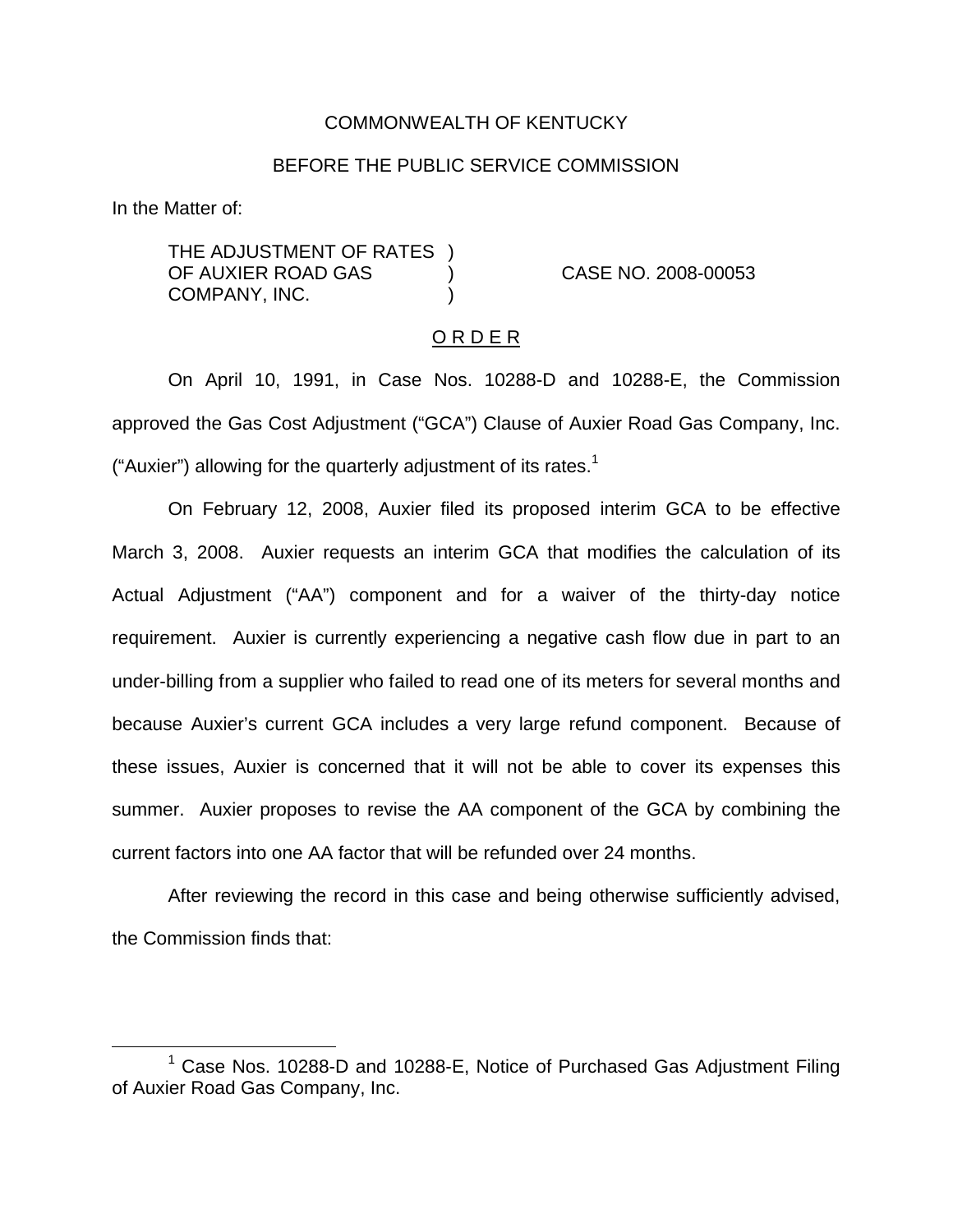COMMONWEALTH OF KENTUCKY

BEFORE THE PUBLIC SERVICE COMMISSION

In the Matter of:

THE ADJUSTMENT OF RATES OF AUXIER ROAD GAS COMPANY, INC. ) CASE NO. 2008-00053

O R D E R

On April 10, 1991, in Case Nos. 10288-D and 10288-E, the Commission approved the Gas Cost Adjustment ("GCA") Clause of Auxier Road Gas Company, Inc. ("Auxier") allowing for the quarterly adjustment of its rates.[1]

On February 12, 2008, Auxier filed its proposed interim GCA to be effective March 3, 2008. Auxier requests an interim GCA that modifies the calculation of its Actual Adjustment ("AA") component and for a waiver of the thirty-day notice requirement. Auxier is currently experiencing a negative cash flow due in part to an under-billing from a supplier who failed to read one of its meters for several months and because Auxier's current GCA includes a very large refund component. Because of these issues, Auxier is concerned that it will not be able to cover its expenses this summer. Auxier proposes to revise the AA component of the GCA by combining the current factors into one AA factor that will be refunded over 24 months.

After reviewing the record in this case and being otherwise sufficiently advised, the Commission finds that:

[1] Case Nos. 10288-D and 10288-E, Notice of Purchased Gas Adjustment Filing of Auxier Road Gas Company, Inc.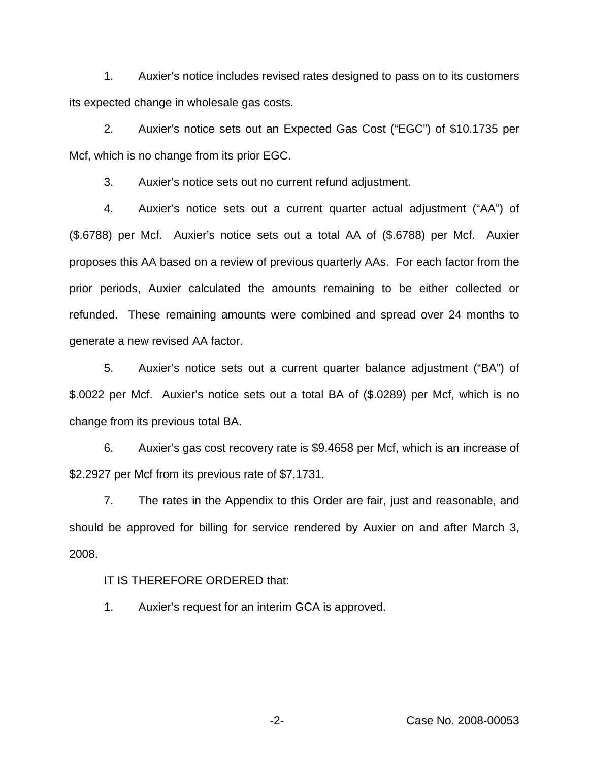1. Auxier's notice includes revised rates designed to pass on to its customers its expected change in wholesale gas costs.

2. Auxier's notice sets out an Expected Gas Cost ("EGC") of $10.1735 per Mcf, which is no change from its prior EGC.

3. Auxier's notice sets out no current refund adjustment.

4. Auxier's notice sets out a current quarter actual adjustment ("AA") of ($.6788) per Mcf. Auxier's notice sets out a total AA of ($.6788) per Mcf. Auxier proposes this AA based on a review of previous quarterly AAs. For each factor from the prior periods, Auxier calculated the amounts remaining to be either collected or refunded. These remaining amounts were combined and spread over 24 months to generate a new revised AA factor.

5. Auxier's notice sets out a current quarter balance adjustment ("BA") of $.0022 per Mcf. Auxier's notice sets out a total BA of ($.0289) per Mcf, which is no change from its previous total BA.

6. Auxier's gas cost recovery rate is $9.4658 per Mcf, which is an increase of $2.2927 per Mcf from its previous rate of $7.1731.

7. The rates in the Appendix to this Order are fair, just and reasonable, and should be approved for billing for service rendered by Auxier on and after March 3, 2008.

IT IS THEREFORE ORDERED that:

1. Auxier's request for an interim GCA is approved.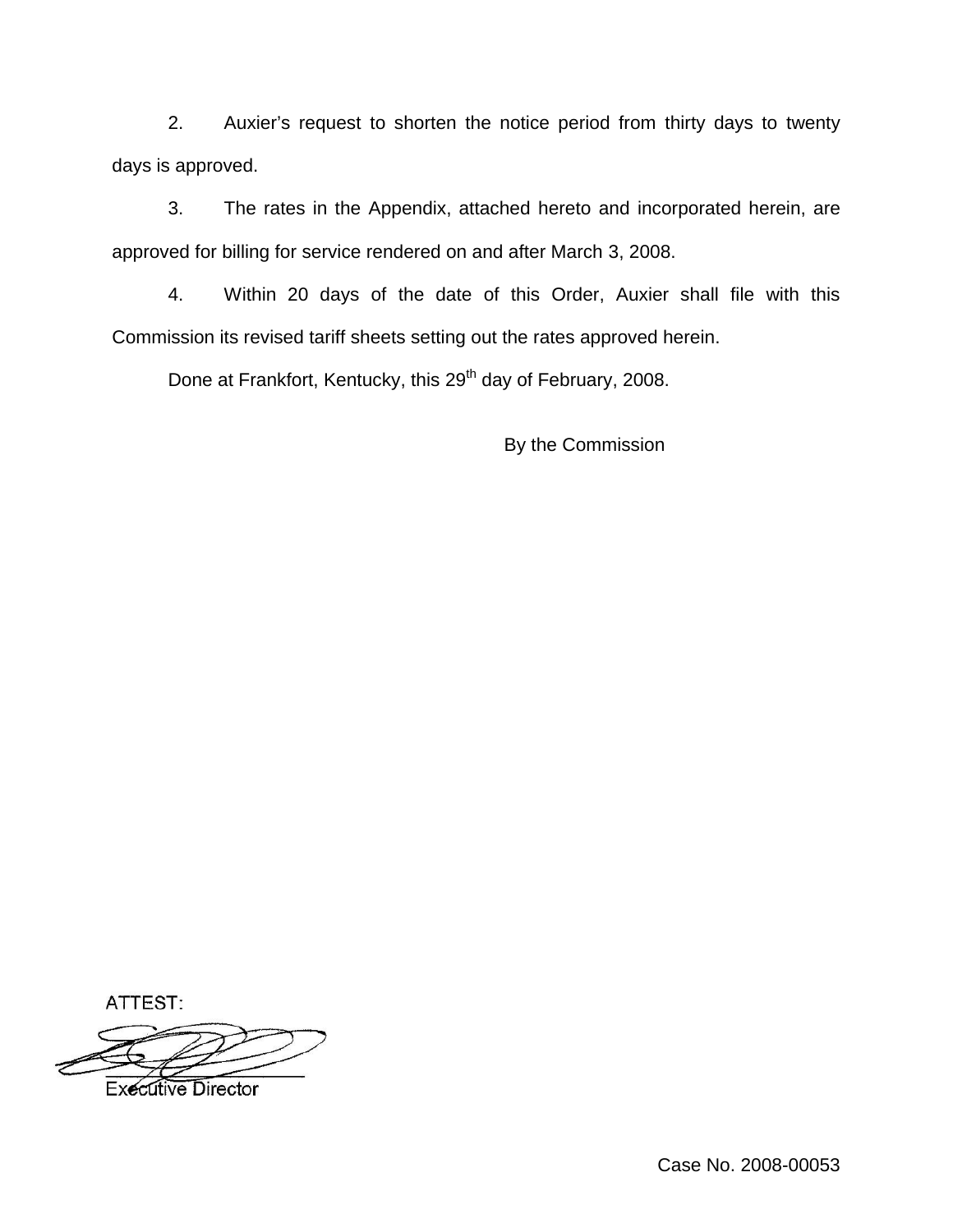2. Auxier's request to shorten the notice period from thirty days to twenty days is approved.

3. The rates in the Appendix, attached hereto and incorporated herein, are approved for billing for service rendered on and after March 3, 2008.

4. Within 20 days of the date of this Order, Auxier shall file with this Commission its revised tariff sheets setting out the rates approved herein.

Done at Frankfort, Kentucky, this 29th day of February, 2008.

By the Commission

ATTEST:

Executive Director

Case No. 2008-00053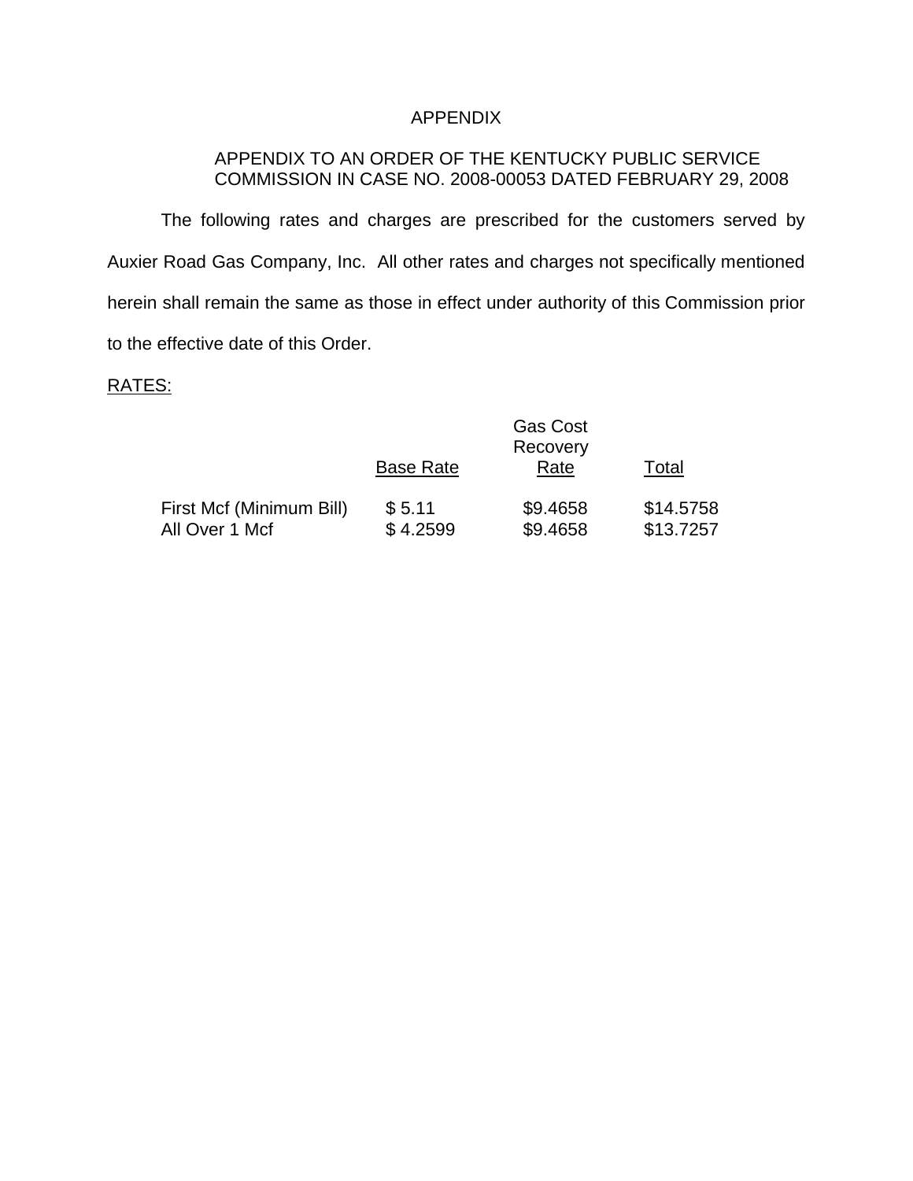# APPENDIX

APPENDIX TO AN ORDER OF THE KENTUCKY PUBLIC SERVICE COMMISSION IN CASE NO. 2008-00053 DATED FEBRUARY 29, 2008

The following rates and charges are prescribed for the customers served by Auxier Road Gas Company, Inc. All other rates and charges not specifically mentioned herein shall remain the same as those in effect under authority of this Commission prior to the effective date of this Order.

RATES:

| | Base Rate | Gas Cost Recovery Rate | Total |
|---|---|---|---|
| First Mcf (Minimum Bill) | $ 5.11 | $9.4658 | $14.5758 |
| All Over 1 Mcf | $ 4.2599 | $9.4658 | $13.7257 |